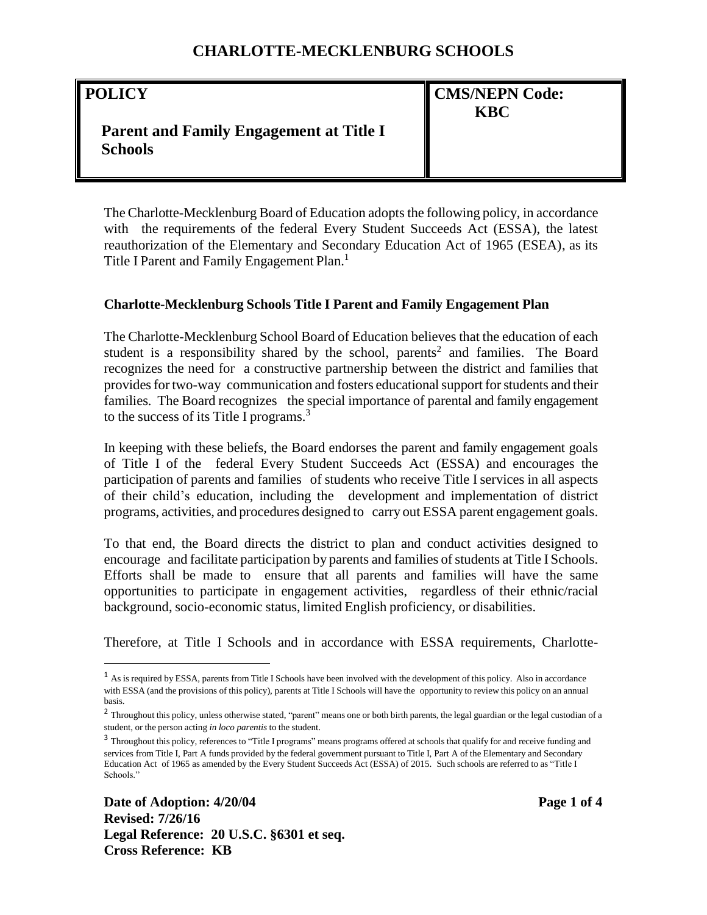# CHARLOTTE-MECKLENBURG SCHOOLS

| POLICY | CMS/NEPN Code: |
| --- | --- |
| **Parent and Family Engagement at Title I Schools** | **KBC** |

The Charlotte-Mecklenburg Board of Education adopts the following policy, in accordance with the requirements of the federal Every Student Succeeds Act (ESSA), the latest reauthorization of the Elementary and Secondary Education Act of 1965 (ESEA), as its Title I Parent and Family Engagement Plan.[1]

**Charlotte-Mecklenburg Schools Title I Parent and Family Engagement Plan**

The Charlotte-Mecklenburg School Board of Education believes that the education of each student is a responsibility shared by the school, parents[2] and families. The Board recognizes the need for a constructive partnership between the district and families that provides for two-way communication and fosters educational support for students and their families. The Board recognizes the special importance of parental and family engagement to the success of its Title I programs.[3]

In keeping with these beliefs, the Board endorses the parent and family engagement goals of Title I of the federal Every Student Succeeds Act (ESSA) and encourages the participation of parents and families of students who receive Title I services in all aspects of their child's education, including the development and implementation of district programs, activities, and procedures designed to carry out ESSA parent engagement goals.

To that end, the Board directs the district to plan and conduct activities designed to encourage and facilitate participation by parents and families of students at Title I Schools. Efforts shall be made to ensure that all parents and families will have the same opportunities to participate in engagement activities, regardless of their ethnic/racial background, socio-economic status, limited English proficiency, or disabilities.

Therefore, at Title I Schools and in accordance with ESSA requirements, Charlotte-

---

[1] As is required by ESSA, parents from Title I Schools have been involved with the development of this policy. Also in accordance with ESSA (and the provisions of this policy), parents at Title I Schools will have the opportunity to review this policy on an annual basis.

[2] Throughout this policy, unless otherwise stated, "parent" means one or both birth parents, the legal guardian or the legal custodian of a student, or the person acting *in loco parentis* to the student.

[3] Throughout this policy, references to "Title I programs" means programs offered at schools that qualify for and receive funding and services from Title I, Part A funds provided by the federal government pursuant to Title I, Part A of the Elementary and Secondary Education Act of 1965 as amended by the Every Student Succeeds Act (ESSA) of 2015. Such schools are referred to as "Title I Schools."

**Date of Adoption: 4/20/04**
**Revised: 7/26/16**
**Legal Reference: 20 U.S.C. §6301 et seq.**
**Cross Reference: KB**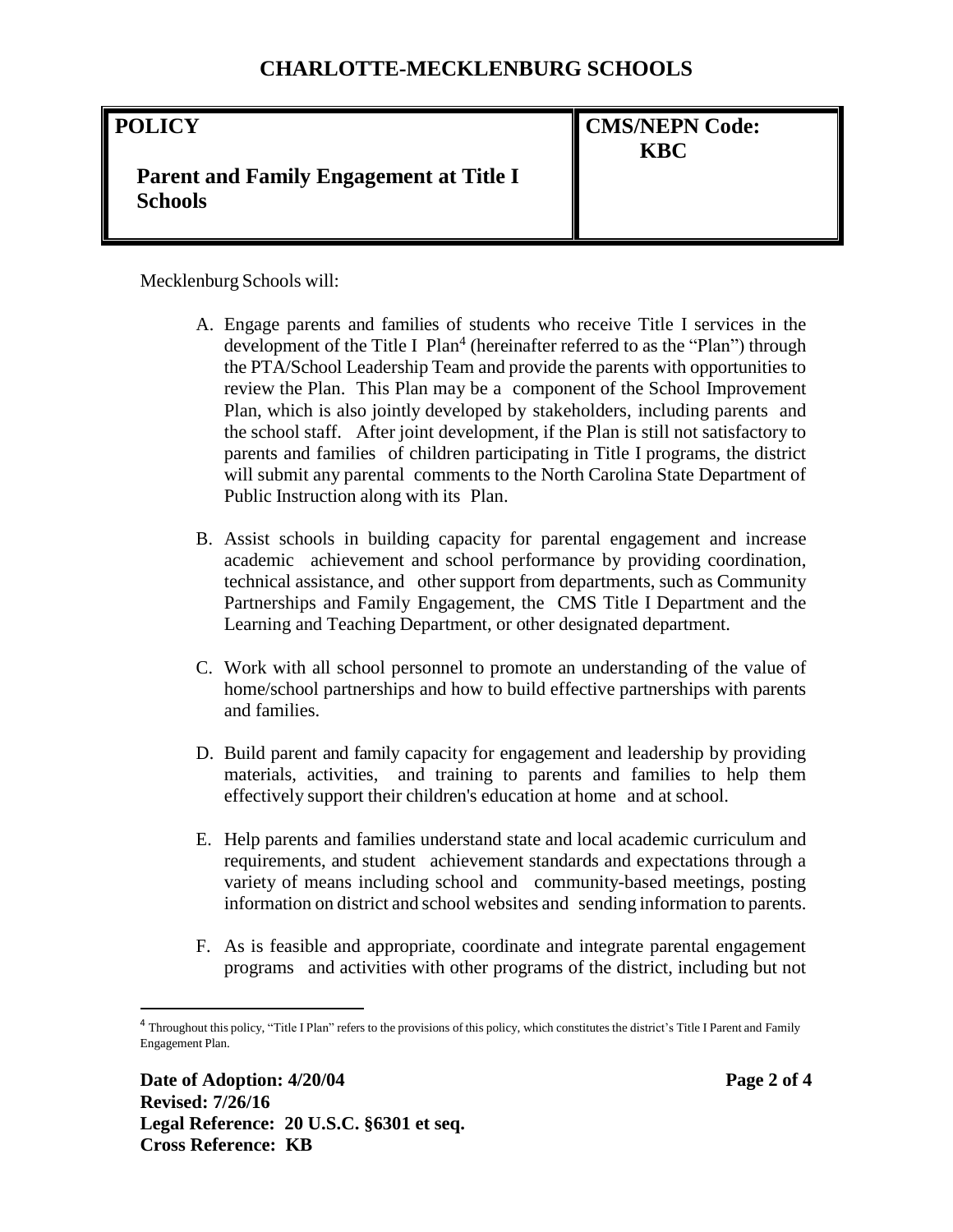Mecklenburg Schools will:

A. Engage parents and families of students who receive Title I services in the development of the Title I Plan[4] (hereinafter referred to as the "Plan") through the PTA/School Leadership Team and provide the parents with opportunities to review the Plan. This Plan may be a component of the School Improvement Plan, which is also jointly developed by stakeholders, including parents and the school staff. After joint development, if the Plan is still not satisfactory to parents and families of children participating in Title I programs, the district will submit any parental comments to the North Carolina State Department of Public Instruction along with its Plan.

B. Assist schools in building capacity for parental engagement and increase academic achievement and school performance by providing coordination, technical assistance, and other support from departments, such as Community Partnerships and Family Engagement, the CMS Title I Department and the Learning and Teaching Department, or other designated department.

C. Work with all school personnel to promote an understanding of the value of home/school partnerships and how to build effective partnerships with parents and families.

D. Build parent and family capacity for engagement and leadership by providing materials, activities, and training to parents and families to help them effectively support their children's education at home and at school.

E. Help parents and families understand state and local academic curriculum and requirements, and student achievement standards and expectations through a variety of means including school and community-based meetings, posting information on district and school websites and sending information to parents.

F. As is feasible and appropriate, coordinate and integrate parental engagement programs and activities with other programs of the district, including but not

[4] Throughout this policy, "Title I Plan" refers to the provisions of this policy, which constitutes the district's Title I Parent and Family Engagement Plan.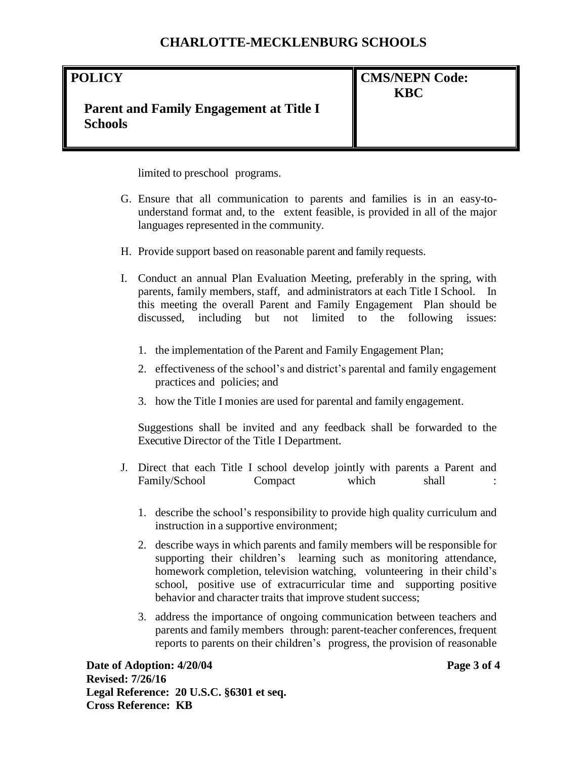limited to preschool programs.

G. Ensure that all communication to parents and families is in an easy-to-understand format and, to the extent feasible, is provided in all of the major languages represented in the community.

H. Provide support based on reasonable parent and family requests.

I. Conduct an annual Plan Evaluation Meeting, preferably in the spring, with parents, family members, staff, and administrators at each Title I School. In this meeting the overall Parent and Family Engagement Plan should be discussed, including but not limited to the following issues:

   1. the implementation of the Parent and Family Engagement Plan;
   2. effectiveness of the school's and district's parental and family engagement practices and policies; and
   3. how the Title I monies are used for parental and family engagement.

   Suggestions shall be invited and any feedback shall be forwarded to the Executive Director of the Title I Department.

J. Direct that each Title I school develop jointly with parents a Parent and Family/School Compact which shall :

   1. describe the school's responsibility to provide high quality curriculum and instruction in a supportive environment;
   2. describe ways in which parents and family members will be responsible for supporting their children's learning such as monitoring attendance, homework completion, television watching, volunteering in their child's school, positive use of extracurricular time and supporting positive behavior and character traits that improve student success;
   3. address the importance of ongoing communication between teachers and parents and family members through: parent-teacher conferences, frequent reports to parents on their children's progress, the provision of reasonable

**Date of Adoption: 4/20/04**
**Revised: 7/26/16**
**Legal Reference: 20 U.S.C. §6301 et seq.**
**Cross Reference: KB**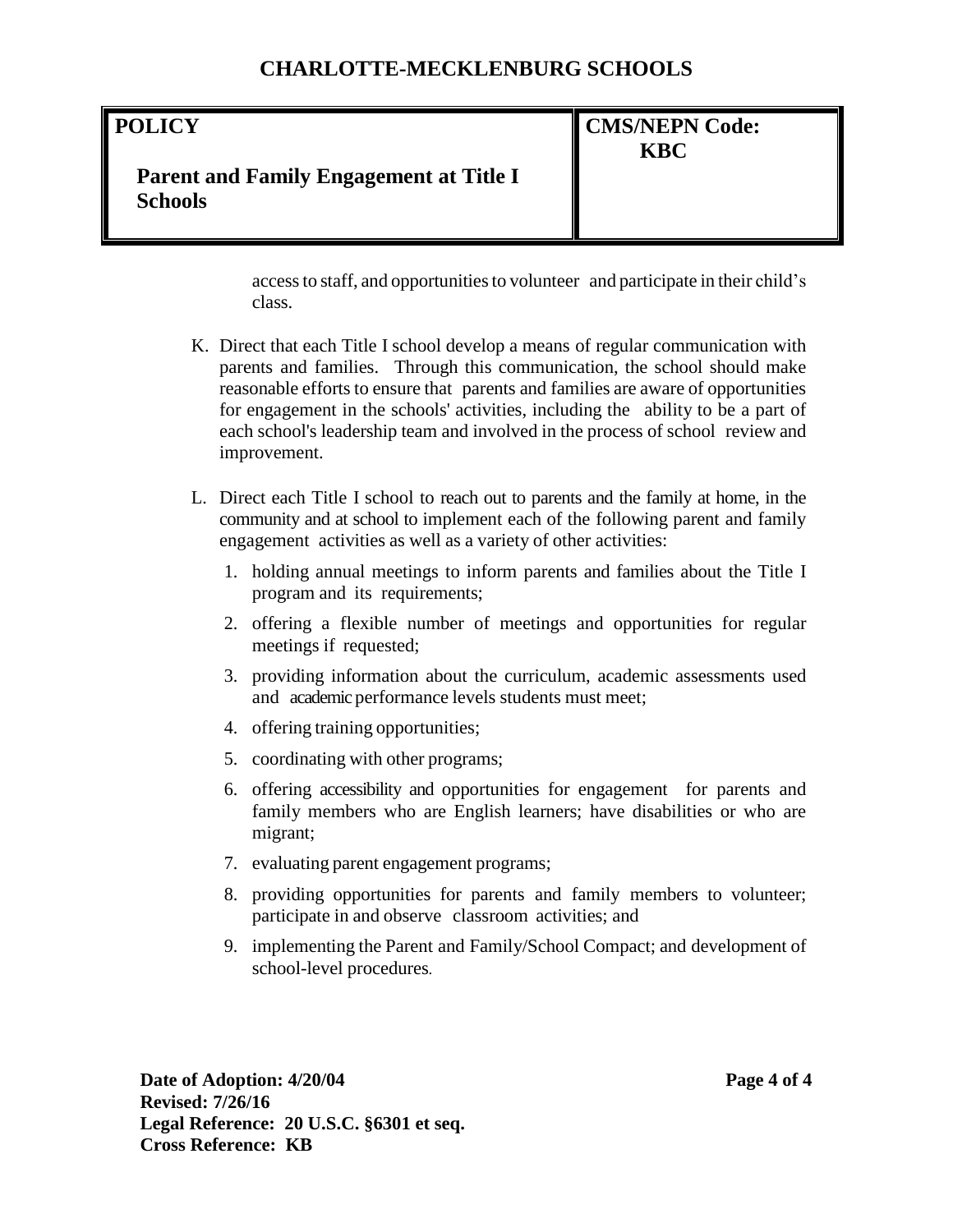access to staff, and opportunities to volunteer and participate in their child's class.

K. Direct that each Title I school develop a means of regular communication with parents and families. Through this communication, the school should make reasonable efforts to ensure that parents and families are aware of opportunities for engagement in the schools' activities, including the ability to be a part of each school's leadership team and involved in the process of school review and improvement.

L. Direct each Title I school to reach out to parents and the family at home, in the community and at school to implement each of the following parent and family engagement activities as well as a variety of other activities:

   1. holding annual meetings to inform parents and families about the Title I program and its requirements;
   2. offering a flexible number of meetings and opportunities for regular meetings if requested;
   3. providing information about the curriculum, academic assessments used and academic performance levels students must meet;
   4. offering training opportunities;
   5. coordinating with other programs;
   6. offering accessibility and opportunities for engagement for parents and family members who are English learners; have disabilities or who are migrant;
   7. evaluating parent engagement programs;
   8. providing opportunities for parents and family members to volunteer; participate in and observe classroom activities; and
   9. implementing the Parent and Family/School Compact; and development of school-level procedures.

**Date of Adoption: 4/20/04**
**Revised: 7/26/16**
**Legal Reference: 20 U.S.C. §6301 et seq.**
**Cross Reference: KB**